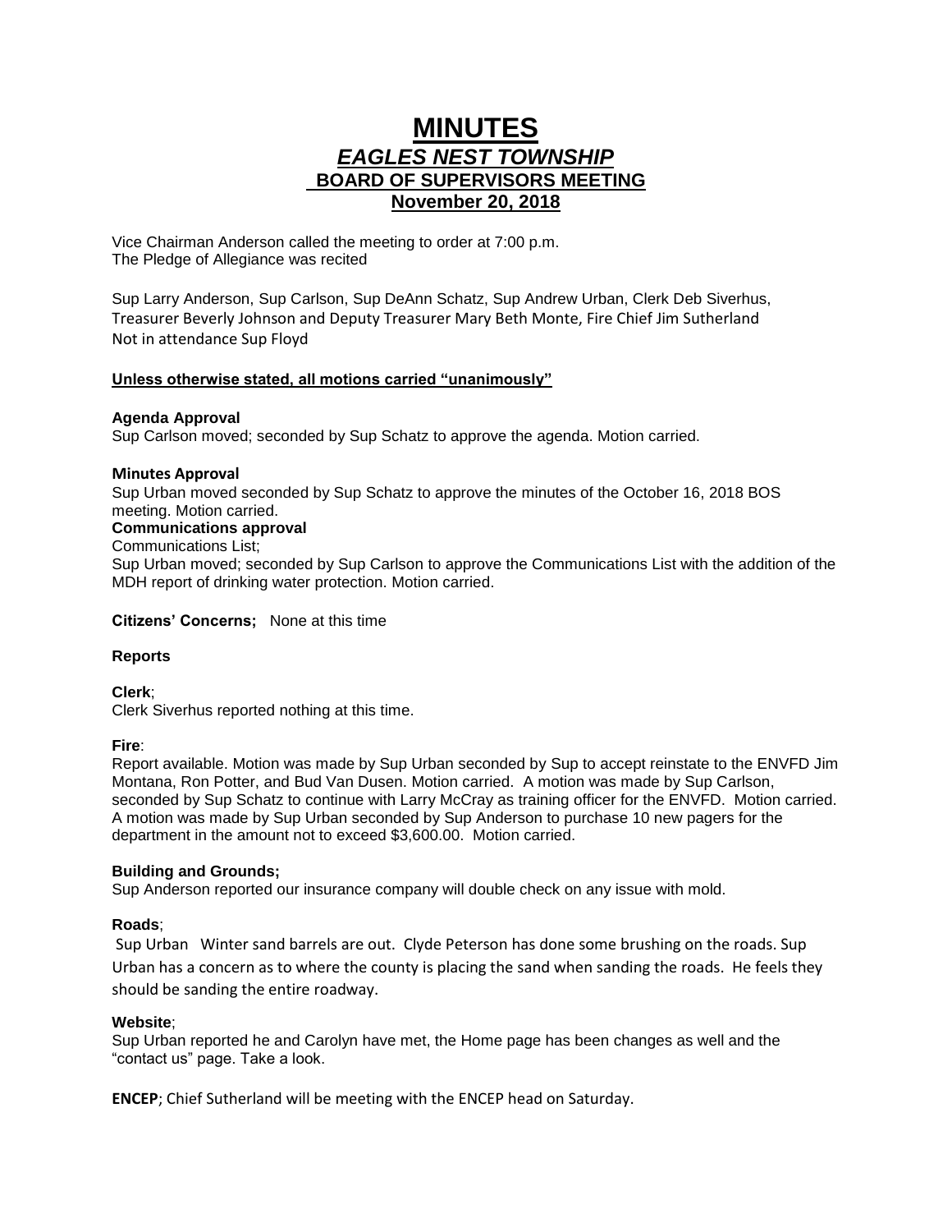# MINUTES
## *EAGLES NEST TOWNSHIP*
### BOARD OF SUPERVISORS MEETING
### November 20, 2018

Vice Chairman Anderson called the meeting to order at 7:00 p.m.
The Pledge of Allegiance was recited

Sup Larry Anderson, Sup Carlson, Sup DeAnn Schatz, Sup Andrew Urban, Clerk Deb Siverhus, Treasurer Beverly Johnson and Deputy Treasurer Mary Beth Monte, Fire Chief Jim Sutherland
Not in attendance Sup Floyd

**Unless otherwise stated, all motions carried "unanimously"**

**Agenda Approval**
Sup Carlson moved; seconded by Sup Schatz to approve the agenda. Motion carried.

**Minutes Approval**
Sup Urban moved seconded by Sup Schatz to approve the minutes of the October 16, 2018 BOS meeting. Motion carried.

**Communications approval**
Communications List;
Sup Urban moved; seconded by Sup Carlson to approve the Communications List with the addition of the MDH report of drinking water protection. Motion carried.

**Citizens' Concerns;** None at this time

**Reports**

**Clerk**;
Clerk Siverhus reported nothing at this time.

**Fire**:
Report available. Motion was made by Sup Urban seconded by Sup to accept reinstate to the ENVFD Jim Montana, Ron Potter, and Bud Van Dusen. Motion carried. A motion was made by Sup Carlson, seconded by Sup Schatz to continue with Larry McCray as training officer for the ENVFD. Motion carried. A motion was made by Sup Urban seconded by Sup Anderson to purchase 10 new pagers for the department in the amount not to exceed $3,600.00. Motion carried.

**Building and Grounds;**
Sup Anderson reported our insurance company will double check on any issue with mold.

**Roads**;
Sup Urban Winter sand barrels are out. Clyde Peterson has done some brushing on the roads. Sup Urban has a concern as to where the county is placing the sand when sanding the roads. He feels they should be sanding the entire roadway.

**Website**;
Sup Urban reported he and Carolyn have met, the Home page has been changes as well and the "contact us" page. Take a look.

**ENCEP**; Chief Sutherland will be meeting with the ENCEP head on Saturday.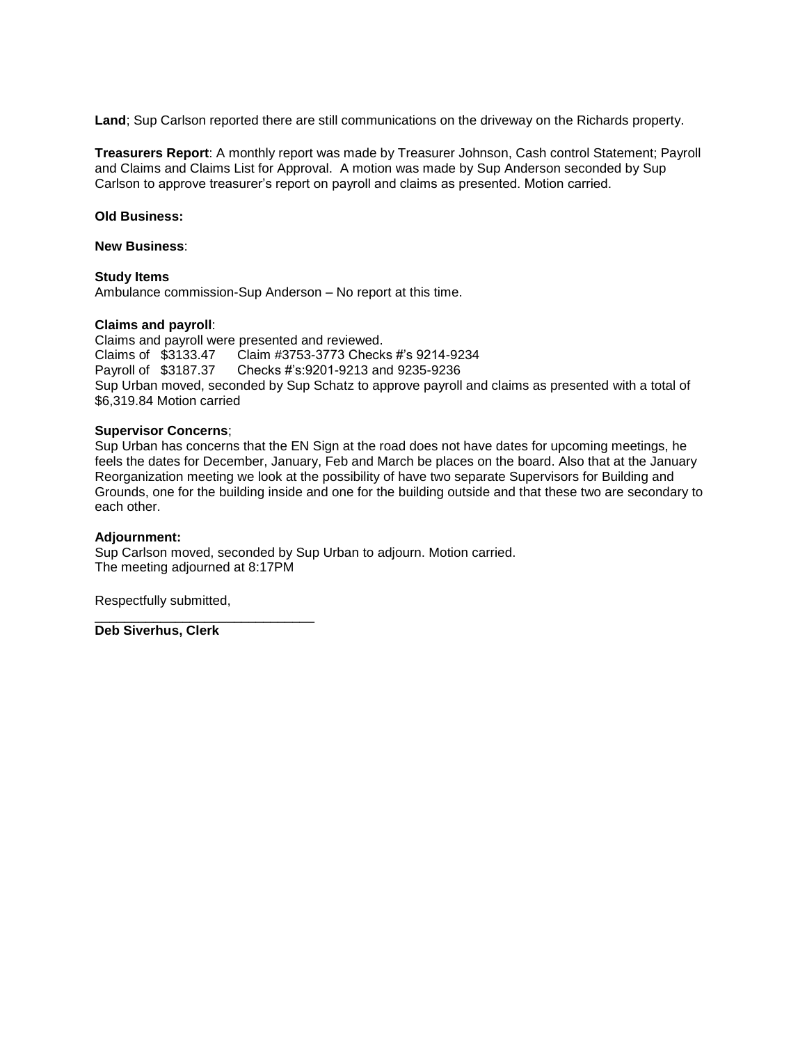**Land**; Sup Carlson reported there are still communications on the driveway on the Richards property.

**Treasurers Report**: A monthly report was made by Treasurer Johnson, Cash control Statement; Payroll and Claims and Claims List for Approval. A motion was made by Sup Anderson seconded by Sup Carlson to approve treasurer's report on payroll and claims as presented. Motion carried.

**Old Business:**

**New Business**:

**Study Items**

Ambulance commission-Sup Anderson – No report at this time.

**Claims and payroll**:

Claims and payroll were presented and reviewed.
Claims of $3133.47 Claim #3753-3773 Checks #'s 9214-9234
Payroll of $3187.37 Checks #'s:9201-9213 and 9235-9236
Sup Urban moved, seconded by Sup Schatz to approve payroll and claims as presented with a total of $6,319.84 Motion carried

**Supervisor Concerns**;

Sup Urban has concerns that the EN Sign at the road does not have dates for upcoming meetings, he feels the dates for December, January, Feb and March be places on the board. Also that at the January Reorganization meeting we look at the possibility of have two separate Supervisors for Building and Grounds, one for the building inside and one for the building outside and that these two are secondary to each other.

**Adjournment:**

Sup Carlson moved, seconded by Sup Urban to adjourn. Motion carried.
The meeting adjourned at 8:17PM

Respectfully submitted,

______________________________
**Deb Siverhus, Clerk**